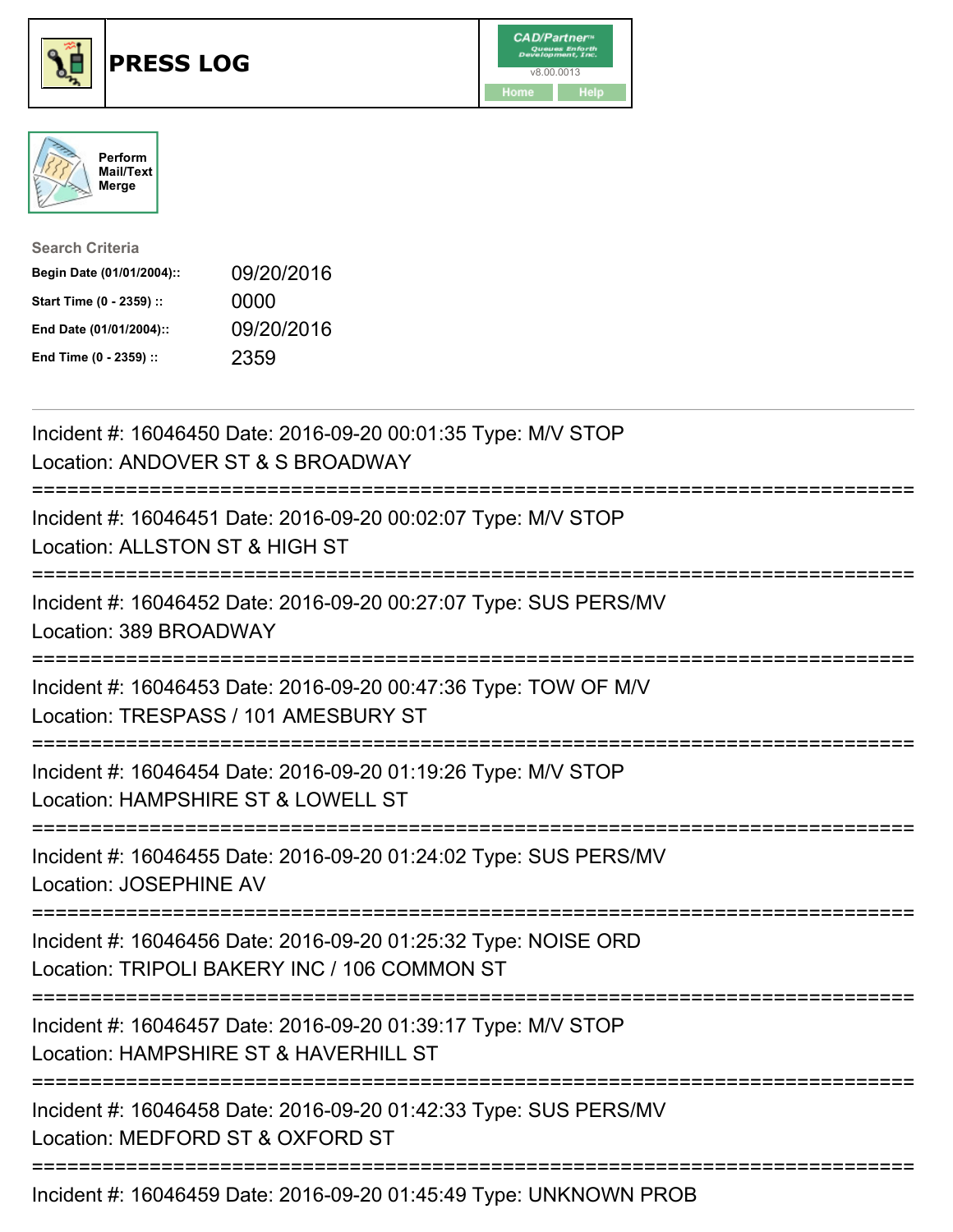# PRESS LOG

Perform Mail/Text Merge

**Search Criteria**

| | |
|---|---|
| **Begin Date (01/01/2004)::** | 09/20/2016 |
| **Start Time (0 - 2359) ::** | 0000 |
| **End Date (01/01/2004)::** | 09/20/2016 |
| **End Time (0 - 2359) ::** | 2359 |

Incident #: 16046450 Date: 2016-09-20 00:01:35 Type: M/V STOP
Location: ANDOVER ST & S BROADWAY

===========================================================================

Incident #: 16046451 Date: 2016-09-20 00:02:07 Type: M/V STOP
Location: ALLSTON ST & HIGH ST

===========================================================================

Incident #: 16046452 Date: 2016-09-20 00:27:07 Type: SUS PERS/MV
Location: 389 BROADWAY

===========================================================================

Incident #: 16046453 Date: 2016-09-20 00:47:36 Type: TOW OF M/V
Location: TRESPASS / 101 AMESBURY ST

===========================================================================

Incident #: 16046454 Date: 2016-09-20 01:19:26 Type: M/V STOP
Location: HAMPSHIRE ST & LOWELL ST

===========================================================================

Incident #: 16046455 Date: 2016-09-20 01:24:02 Type: SUS PERS/MV
Location: JOSEPHINE AV

===========================================================================

Incident #: 16046456 Date: 2016-09-20 01:25:32 Type: NOISE ORD
Location: TRIPOLI BAKERY INC / 106 COMMON ST

===========================================================================

Incident #: 16046457 Date: 2016-09-20 01:39:17 Type: M/V STOP
Location: HAMPSHIRE ST & HAVERHILL ST

===========================================================================

Incident #: 16046458 Date: 2016-09-20 01:42:33 Type: SUS PERS/MV
Location: MEDFORD ST & OXFORD ST

===========================================================================

Incident #: 16046459 Date: 2016-09-20 01:45:49 Type: UNKNOWN PROB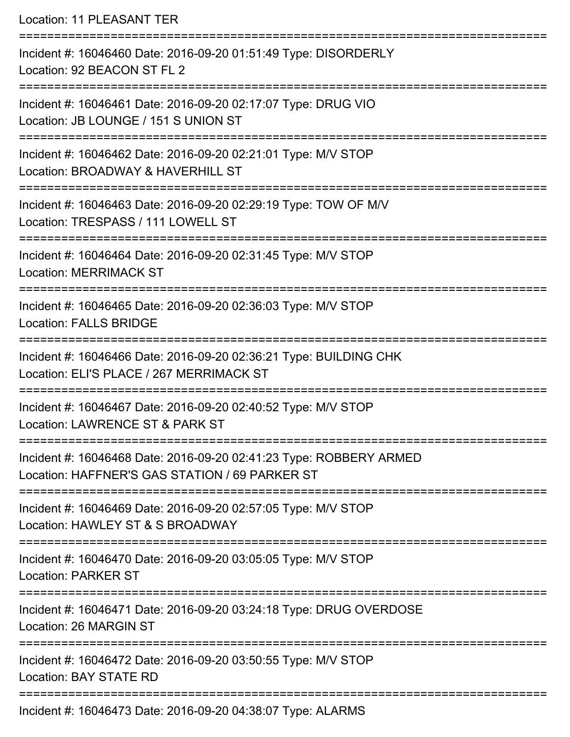Location: 11 PLEASANT TER

===========================================================================

Incident #: 16046460 Date: 2016-09-20 01:51:49 Type: DISORDERLY
Location: 92 BEACON ST FL 2

===========================================================================

Incident #: 16046461 Date: 2016-09-20 02:17:07 Type: DRUG VIO
Location: JB LOUNGE / 151 S UNION ST

===========================================================================

Incident #: 16046462 Date: 2016-09-20 02:21:01 Type: M/V STOP
Location: BROADWAY & HAVERHILL ST

===========================================================================

Incident #: 16046463 Date: 2016-09-20 02:29:19 Type: TOW OF M/V
Location: TRESPASS / 111 LOWELL ST

===========================================================================

Incident #: 16046464 Date: 2016-09-20 02:31:45 Type: M/V STOP
Location: MERRIMACK ST

===========================================================================

Incident #: 16046465 Date: 2016-09-20 02:36:03 Type: M/V STOP
Location: FALLS BRIDGE

===========================================================================

Incident #: 16046466 Date: 2016-09-20 02:36:21 Type: BUILDING CHK
Location: ELI'S PLACE / 267 MERRIMACK ST

===========================================================================

Incident #: 16046467 Date: 2016-09-20 02:40:52 Type: M/V STOP
Location: LAWRENCE ST & PARK ST

===========================================================================

Incident #: 16046468 Date: 2016-09-20 02:41:23 Type: ROBBERY ARMED
Location: HAFFNER'S GAS STATION / 69 PARKER ST

===========================================================================

Incident #: 16046469 Date: 2016-09-20 02:57:05 Type: M/V STOP
Location: HAWLEY ST & S BROADWAY

===========================================================================

Incident #: 16046470 Date: 2016-09-20 03:05:05 Type: M/V STOP
Location: PARKER ST

===========================================================================

Incident #: 16046471 Date: 2016-09-20 03:24:18 Type: DRUG OVERDOSE
Location: 26 MARGIN ST

===========================================================================

Incident #: 16046472 Date: 2016-09-20 03:50:55 Type: M/V STOP
Location: BAY STATE RD

===========================================================================

Incident #: 16046473 Date: 2016-09-20 04:38:07 Type: ALARMS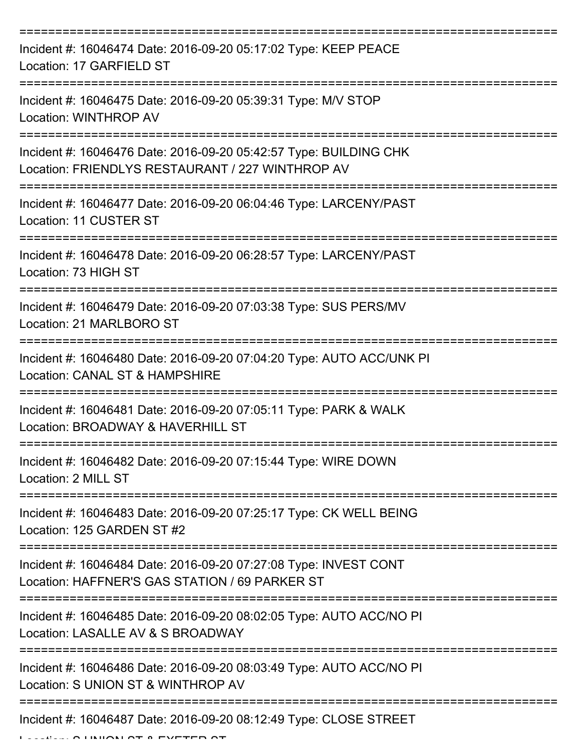===========================================================================

Incident #: 16046474 Date: 2016-09-20 05:17:02 Type: KEEP PEACE
Location: 17 GARFIELD ST

===========================================================================

Incident #: 16046475 Date: 2016-09-20 05:39:31 Type: M/V STOP
Location: WINTHROP AV

===========================================================================

Incident #: 16046476 Date: 2016-09-20 05:42:57 Type: BUILDING CHK
Location: FRIENDLYS RESTAURANT / 227 WINTHROP AV

===========================================================================

Incident #: 16046477 Date: 2016-09-20 06:04:46 Type: LARCENY/PAST
Location: 11 CUSTER ST

===========================================================================

Incident #: 16046478 Date: 2016-09-20 06:28:57 Type: LARCENY/PAST
Location: 73 HIGH ST

===========================================================================

Incident #: 16046479 Date: 2016-09-20 07:03:38 Type: SUS PERS/MV
Location: 21 MARLBORO ST

===========================================================================

Incident #: 16046480 Date: 2016-09-20 07:04:20 Type: AUTO ACC/UNK PI
Location: CANAL ST & HAMPSHIRE

===========================================================================

Incident #: 16046481 Date: 2016-09-20 07:05:11 Type: PARK & WALK
Location: BROADWAY & HAVERHILL ST

===========================================================================

Incident #: 16046482 Date: 2016-09-20 07:15:44 Type: WIRE DOWN
Location: 2 MILL ST

===========================================================================

Incident #: 16046483 Date: 2016-09-20 07:25:17 Type: CK WELL BEING
Location: 125 GARDEN ST #2

===========================================================================

Incident #: 16046484 Date: 2016-09-20 07:27:08 Type: INVEST CONT
Location: HAFFNER'S GAS STATION / 69 PARKER ST

===========================================================================

Incident #: 16046485 Date: 2016-09-20 08:02:05 Type: AUTO ACC/NO PI
Location: LASALLE AV & S BROADWAY

===========================================================================

Incident #: 16046486 Date: 2016-09-20 08:03:49 Type: AUTO ACC/NO PI
Location: S UNION ST & WINTHROP AV

===========================================================================

Incident #: 16046487 Date: 2016-09-20 08:12:49 Type: CLOSE STREET
Location: S UNION ST & EXETER ST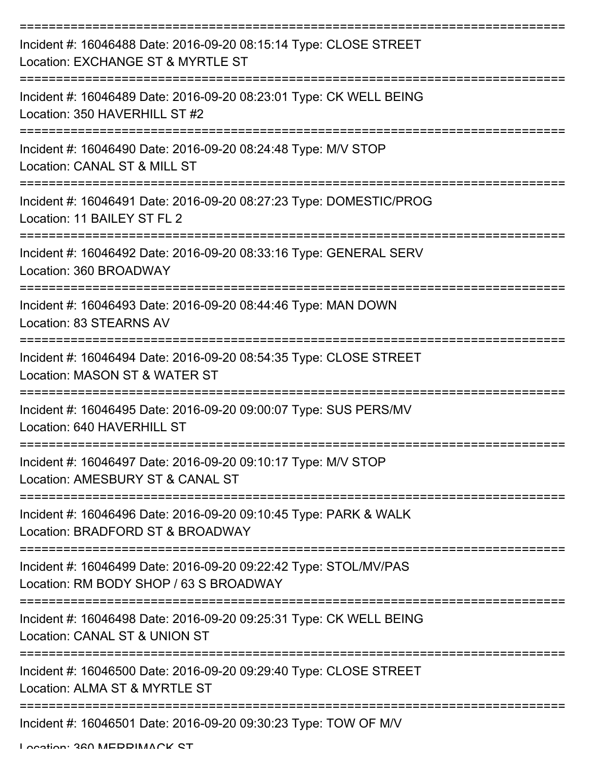---

Incident #: 16046488 Date: 2016-09-20 08:15:14 Type: CLOSE STREET
Location: EXCHANGE ST & MYRTLE ST

---

Incident #: 16046489 Date: 2016-09-20 08:23:01 Type: CK WELL BEING
Location: 350 HAVERHILL ST #2

---

Incident #: 16046490 Date: 2016-09-20 08:24:48 Type: M/V STOP
Location: CANAL ST & MILL ST

---

Incident #: 16046491 Date: 2016-09-20 08:27:23 Type: DOMESTIC/PROG
Location: 11 BAILEY ST FL 2

---

Incident #: 16046492 Date: 2016-09-20 08:33:16 Type: GENERAL SERV
Location: 360 BROADWAY

---

Incident #: 16046493 Date: 2016-09-20 08:44:46 Type: MAN DOWN
Location: 83 STEARNS AV

---

Incident #: 16046494 Date: 2016-09-20 08:54:35 Type: CLOSE STREET
Location: MASON ST & WATER ST

---

Incident #: 16046495 Date: 2016-09-20 09:00:07 Type: SUS PERS/MV
Location: 640 HAVERHILL ST

---

Incident #: 16046497 Date: 2016-09-20 09:10:17 Type: M/V STOP
Location: AMESBURY ST & CANAL ST

---

Incident #: 16046496 Date: 2016-09-20 09:10:45 Type: PARK & WALK
Location: BRADFORD ST & BROADWAY

---

Incident #: 16046499 Date: 2016-09-20 09:22:42 Type: STOL/MV/PAS
Location: RM BODY SHOP / 63 S BROADWAY

---

Incident #: 16046498 Date: 2016-09-20 09:25:31 Type: CK WELL BEING
Location: CANAL ST & UNION ST

---

Incident #: 16046500 Date: 2016-09-20 09:29:40 Type: CLOSE STREET
Location: ALMA ST & MYRTLE ST

---

Incident #: 16046501 Date: 2016-09-20 09:30:23 Type: TOW OF M/V
Location: 360 MERRIMACK ST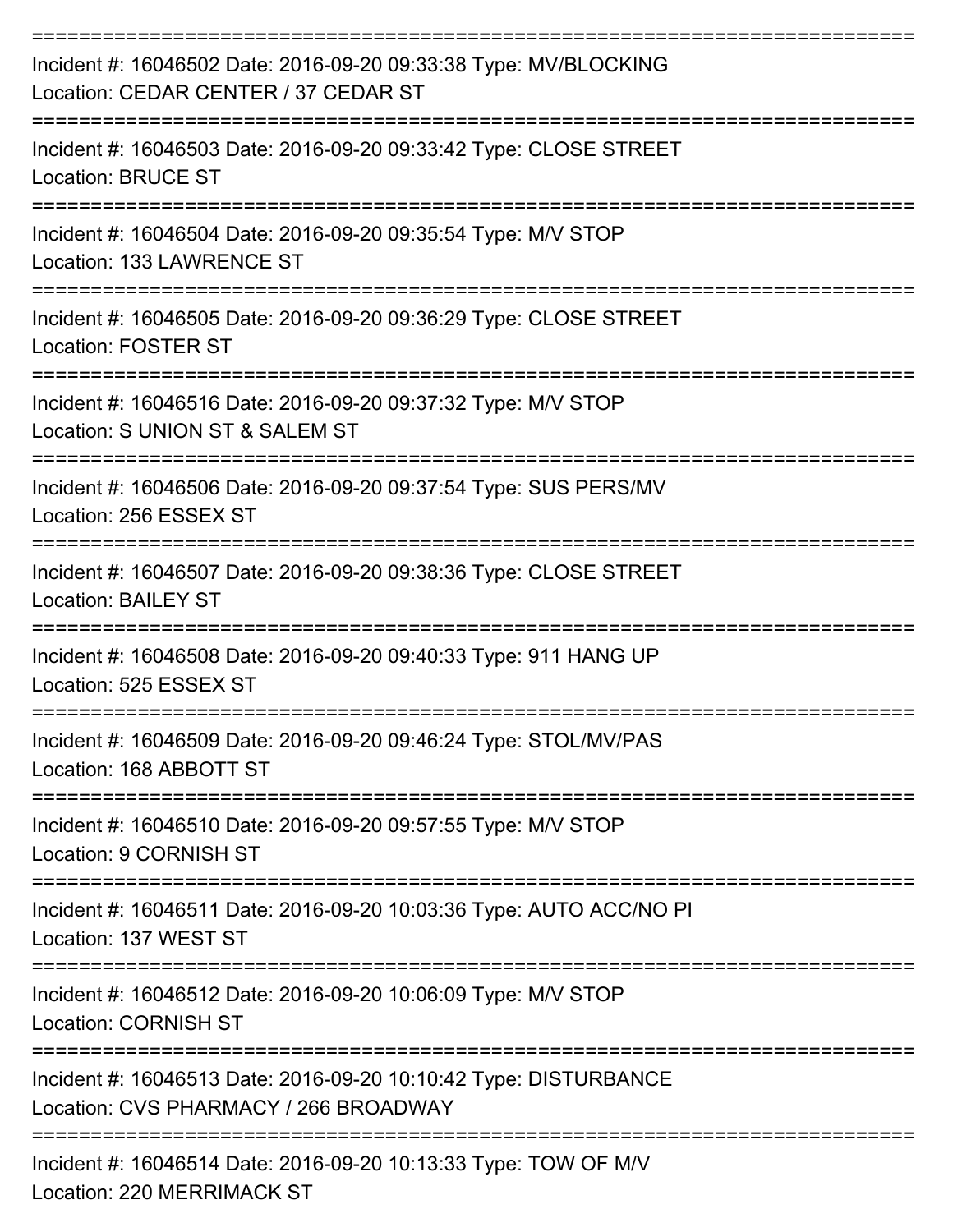===========================================================================

Incident #: 16046502 Date: 2016-09-20 09:33:38 Type: MV/BLOCKING
Location: CEDAR CENTER / 37 CEDAR ST

===========================================================================

Incident #: 16046503 Date: 2016-09-20 09:33:42 Type: CLOSE STREET
Location: BRUCE ST

===========================================================================

Incident #: 16046504 Date: 2016-09-20 09:35:54 Type: M/V STOP
Location: 133 LAWRENCE ST

===========================================================================

Incident #: 16046505 Date: 2016-09-20 09:36:29 Type: CLOSE STREET
Location: FOSTER ST

===========================================================================

Incident #: 16046516 Date: 2016-09-20 09:37:32 Type: M/V STOP
Location: S UNION ST & SALEM ST

===========================================================================

Incident #: 16046506 Date: 2016-09-20 09:37:54 Type: SUS PERS/MV
Location: 256 ESSEX ST

===========================================================================

Incident #: 16046507 Date: 2016-09-20 09:38:36 Type: CLOSE STREET
Location: BAILEY ST

===========================================================================

Incident #: 16046508 Date: 2016-09-20 09:40:33 Type: 911 HANG UP
Location: 525 ESSEX ST

===========================================================================

Incident #: 16046509 Date: 2016-09-20 09:46:24 Type: STOL/MV/PAS
Location: 168 ABBOTT ST

===========================================================================

Incident #: 16046510 Date: 2016-09-20 09:57:55 Type: M/V STOP
Location: 9 CORNISH ST

===========================================================================

Incident #: 16046511 Date: 2016-09-20 10:03:36 Type: AUTO ACC/NO PI
Location: 137 WEST ST

===========================================================================

Incident #: 16046512 Date: 2016-09-20 10:06:09 Type: M/V STOP
Location: CORNISH ST

===========================================================================

Incident #: 16046513 Date: 2016-09-20 10:10:42 Type: DISTURBANCE
Location: CVS PHARMACY / 266 BROADWAY

===========================================================================

Incident #: 16046514 Date: 2016-09-20 10:13:33 Type: TOW OF M/V
Location: 220 MERRIMACK ST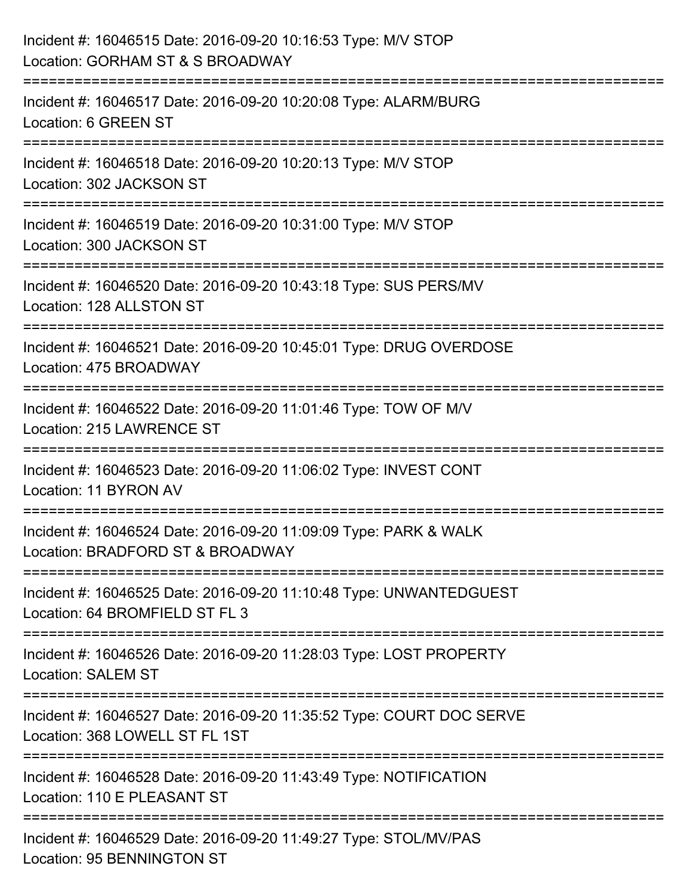Incident #: 16046515 Date: 2016-09-20 10:16:53 Type: M/V STOP
Location: GORHAM ST & S BROADWAY

===========================================================================

Incident #: 16046517 Date: 2016-09-20 10:20:08 Type: ALARM/BURG
Location: 6 GREEN ST

===========================================================================

Incident #: 16046518 Date: 2016-09-20 10:20:13 Type: M/V STOP
Location: 302 JACKSON ST

===========================================================================

Incident #: 16046519 Date: 2016-09-20 10:31:00 Type: M/V STOP
Location: 300 JACKSON ST

===========================================================================

Incident #: 16046520 Date: 2016-09-20 10:43:18 Type: SUS PERS/MV
Location: 128 ALLSTON ST

===========================================================================

Incident #: 16046521 Date: 2016-09-20 10:45:01 Type: DRUG OVERDOSE
Location: 475 BROADWAY

===========================================================================

Incident #: 16046522 Date: 2016-09-20 11:01:46 Type: TOW OF M/V
Location: 215 LAWRENCE ST

===========================================================================

Incident #: 16046523 Date: 2016-09-20 11:06:02 Type: INVEST CONT
Location: 11 BYRON AV

===========================================================================

Incident #: 16046524 Date: 2016-09-20 11:09:09 Type: PARK & WALK
Location: BRADFORD ST & BROADWAY

===========================================================================

Incident #: 16046525 Date: 2016-09-20 11:10:48 Type: UNWANTEDGUEST
Location: 64 BROMFIELD ST FL 3

===========================================================================

Incident #: 16046526 Date: 2016-09-20 11:28:03 Type: LOST PROPERTY
Location: SALEM ST

===========================================================================

Incident #: 16046527 Date: 2016-09-20 11:35:52 Type: COURT DOC SERVE
Location: 368 LOWELL ST FL 1ST

===========================================================================

Incident #: 16046528 Date: 2016-09-20 11:43:49 Type: NOTIFICATION
Location: 110 E PLEASANT ST

===========================================================================

Incident #: 16046529 Date: 2016-09-20 11:49:27 Type: STOL/MV/PAS
Location: 95 BENNINGTON ST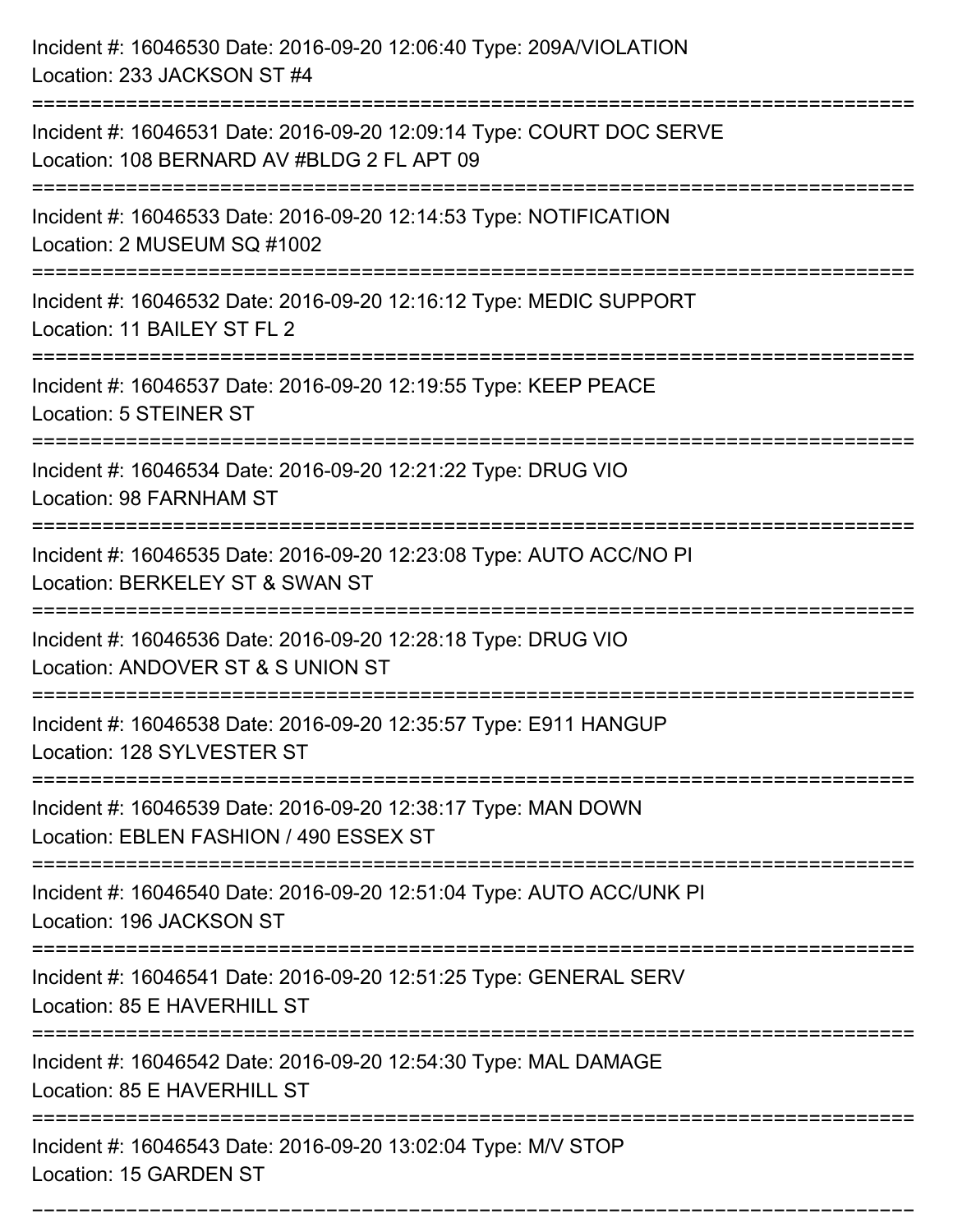Incident #: 16046530 Date: 2016-09-20 12:06:40 Type: 209A/VIOLATION
Location: 233 JACKSON ST #4

===========================================================================

Incident #: 16046531 Date: 2016-09-20 12:09:14 Type: COURT DOC SERVE
Location: 108 BERNARD AV #BLDG 2 FL APT 09

===========================================================================

Incident #: 16046533 Date: 2016-09-20 12:14:53 Type: NOTIFICATION
Location: 2 MUSEUM SQ #1002

===========================================================================

Incident #: 16046532 Date: 2016-09-20 12:16:12 Type: MEDIC SUPPORT
Location: 11 BAILEY ST FL 2

===========================================================================

Incident #: 16046537 Date: 2016-09-20 12:19:55 Type: KEEP PEACE
Location: 5 STEINER ST

===========================================================================

Incident #: 16046534 Date: 2016-09-20 12:21:22 Type: DRUG VIO
Location: 98 FARNHAM ST

===========================================================================

Incident #: 16046535 Date: 2016-09-20 12:23:08 Type: AUTO ACC/NO PI
Location: BERKELEY ST & SWAN ST

===========================================================================

Incident #: 16046536 Date: 2016-09-20 12:28:18 Type: DRUG VIO
Location: ANDOVER ST & S UNION ST

===========================================================================

Incident #: 16046538 Date: 2016-09-20 12:35:57 Type: E911 HANGUP
Location: 128 SYLVESTER ST

===========================================================================

Incident #: 16046539 Date: 2016-09-20 12:38:17 Type: MAN DOWN
Location: EBLEN FASHION / 490 ESSEX ST

===========================================================================

Incident #: 16046540 Date: 2016-09-20 12:51:04 Type: AUTO ACC/UNK PI
Location: 196 JACKSON ST

===========================================================================

Incident #: 16046541 Date: 2016-09-20 12:51:25 Type: GENERAL SERV
Location: 85 E HAVERHILL ST

===========================================================================

Incident #: 16046542 Date: 2016-09-20 12:54:30 Type: MAL DAMAGE
Location: 85 E HAVERHILL ST

===========================================================================

Incident #: 16046543 Date: 2016-09-20 13:02:04 Type: M/V STOP
Location: 15 GARDEN ST

===========================================================================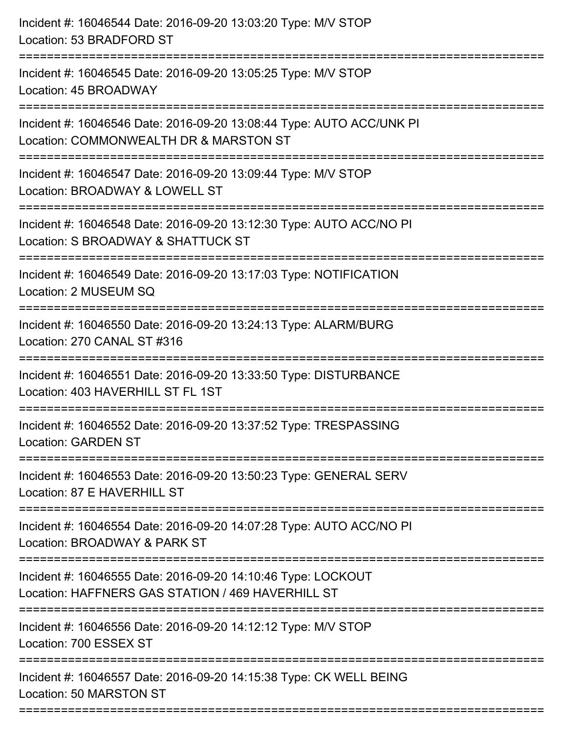Incident #: 16046544 Date: 2016-09-20 13:03:20 Type: M/V STOP
Location: 53 BRADFORD ST

===========================================================================

Incident #: 16046545 Date: 2016-09-20 13:05:25 Type: M/V STOP
Location: 45 BROADWAY

===========================================================================

Incident #: 16046546 Date: 2016-09-20 13:08:44 Type: AUTO ACC/UNK PI
Location: COMMONWEALTH DR & MARSTON ST

===========================================================================

Incident #: 16046547 Date: 2016-09-20 13:09:44 Type: M/V STOP
Location: BROADWAY & LOWELL ST

===========================================================================

Incident #: 16046548 Date: 2016-09-20 13:12:30 Type: AUTO ACC/NO PI
Location: S BROADWAY & SHATTUCK ST

===========================================================================

Incident #: 16046549 Date: 2016-09-20 13:17:03 Type: NOTIFICATION
Location: 2 MUSEUM SQ

===========================================================================

Incident #: 16046550 Date: 2016-09-20 13:24:13 Type: ALARM/BURG
Location: 270 CANAL ST #316

===========================================================================

Incident #: 16046551 Date: 2016-09-20 13:33:50 Type: DISTURBANCE
Location: 403 HAVERHILL ST FL 1ST

===========================================================================

Incident #: 16046552 Date: 2016-09-20 13:37:52 Type: TRESPASSING
Location: GARDEN ST

===========================================================================

Incident #: 16046553 Date: 2016-09-20 13:50:23 Type: GENERAL SERV
Location: 87 E HAVERHILL ST

===========================================================================

Incident #: 16046554 Date: 2016-09-20 14:07:28 Type: AUTO ACC/NO PI
Location: BROADWAY & PARK ST

===========================================================================

Incident #: 16046555 Date: 2016-09-20 14:10:46 Type: LOCKOUT
Location: HAFFNERS GAS STATION / 469 HAVERHILL ST

===========================================================================

Incident #: 16046556 Date: 2016-09-20 14:12:12 Type: M/V STOP
Location: 700 ESSEX ST

===========================================================================

Incident #: 16046557 Date: 2016-09-20 14:15:38 Type: CK WELL BEING
Location: 50 MARSTON ST

===========================================================================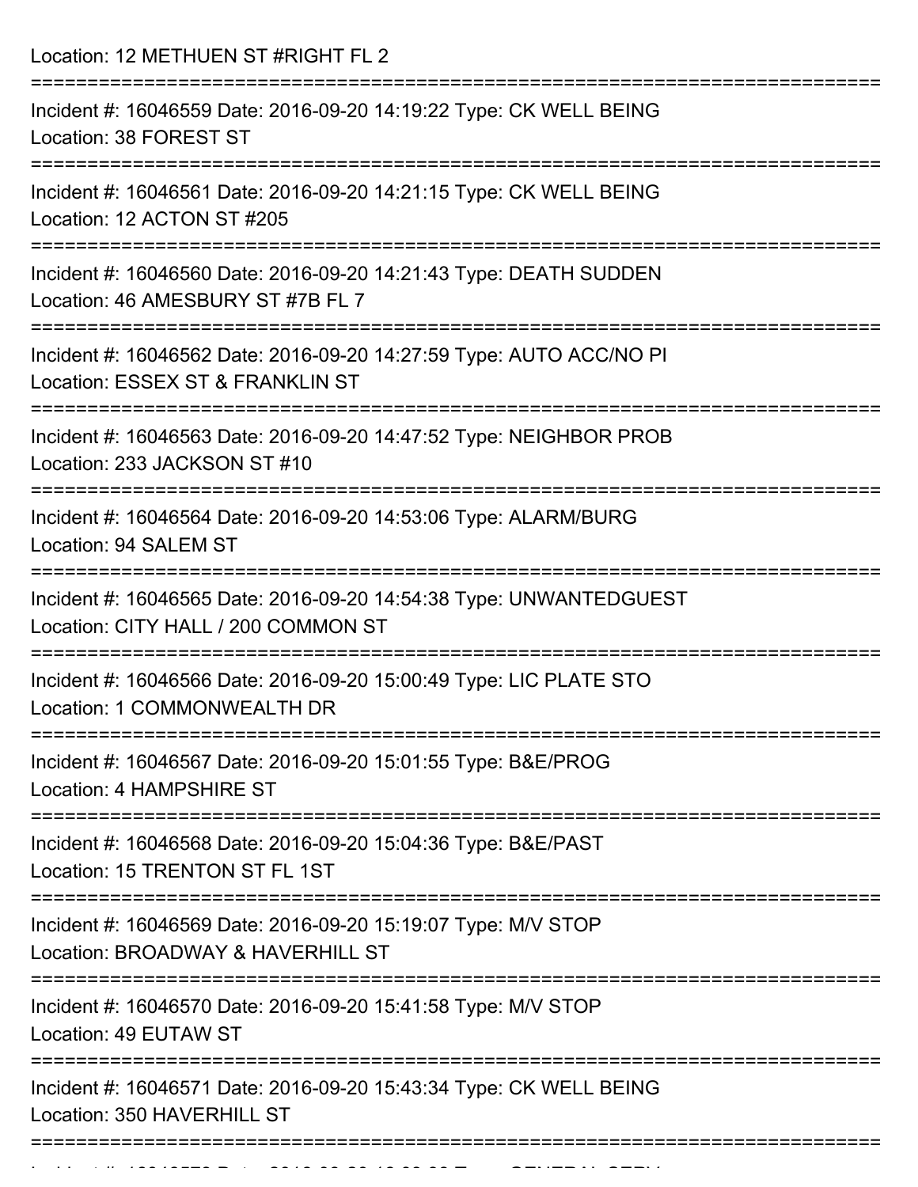Location: 12 METHUEN ST #RIGHT FL 2

===========================================================================

Incident #: 16046559 Date: 2016-09-20 14:19:22 Type: CK WELL BEING
Location: 38 FOREST ST

===========================================================================

Incident #: 16046561 Date: 2016-09-20 14:21:15 Type: CK WELL BEING
Location: 12 ACTON ST #205

===========================================================================

Incident #: 16046560 Date: 2016-09-20 14:21:43 Type: DEATH SUDDEN
Location: 46 AMESBURY ST #7B FL 7

===========================================================================

Incident #: 16046562 Date: 2016-09-20 14:27:59 Type: AUTO ACC/NO PI
Location: ESSEX ST & FRANKLIN ST

===========================================================================

Incident #: 16046563 Date: 2016-09-20 14:47:52 Type: NEIGHBOR PROB
Location: 233 JACKSON ST #10

===========================================================================

Incident #: 16046564 Date: 2016-09-20 14:53:06 Type: ALARM/BURG
Location: 94 SALEM ST

===========================================================================

Incident #: 16046565 Date: 2016-09-20 14:54:38 Type: UNWANTEDGUEST
Location: CITY HALL / 200 COMMON ST

===========================================================================

Incident #: 16046566 Date: 2016-09-20 15:00:49 Type: LIC PLATE STO
Location: 1 COMMONWEALTH DR

===========================================================================

Incident #: 16046567 Date: 2016-09-20 15:01:55 Type: B&E/PROG
Location: 4 HAMPSHIRE ST

===========================================================================

Incident #: 16046568 Date: 2016-09-20 15:04:36 Type: B&E/PAST
Location: 15 TRENTON ST FL 1ST

===========================================================================

Incident #: 16046569 Date: 2016-09-20 15:19:07 Type: M/V STOP
Location: BROADWAY & HAVERHILL ST

===========================================================================

Incident #: 16046570 Date: 2016-09-20 15:41:58 Type: M/V STOP
Location: 49 EUTAW ST

===========================================================================

Incident #: 16046571 Date: 2016-09-20 15:43:34 Type: CK WELL BEING
Location: 350 HAVERHILL ST

===========================================================================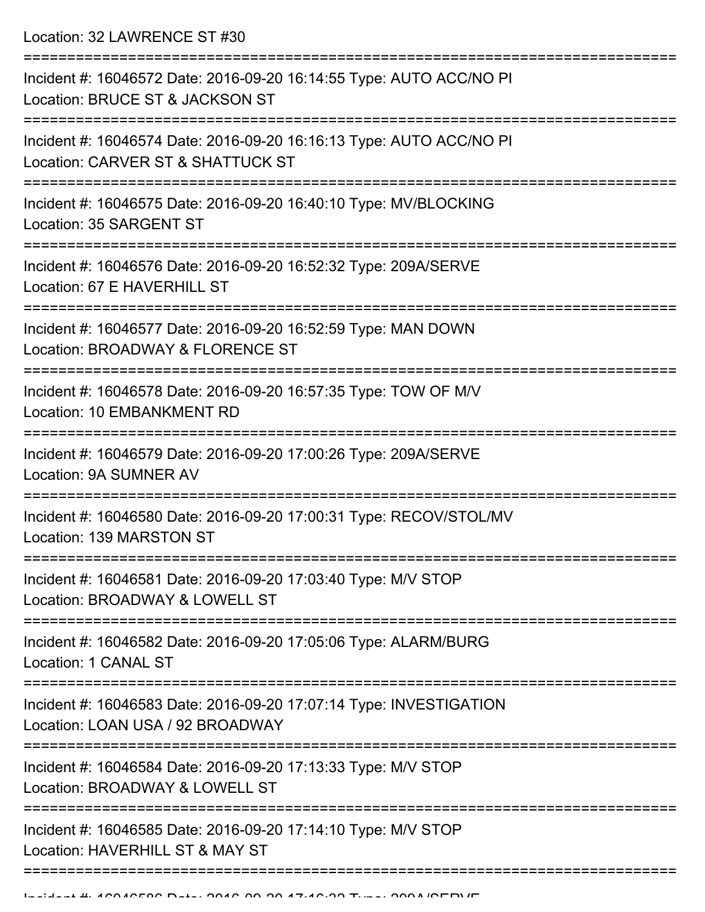Location: 32 LAWRENCE ST #30

===========================================================================

Incident #: 16046572 Date: 2016-09-20 16:14:55 Type: AUTO ACC/NO PI
Location: BRUCE ST & JACKSON ST

===========================================================================

Incident #: 16046574 Date: 2016-09-20 16:16:13 Type: AUTO ACC/NO PI
Location: CARVER ST & SHATTUCK ST

===========================================================================

Incident #: 16046575 Date: 2016-09-20 16:40:10 Type: MV/BLOCKING
Location: 35 SARGENT ST

===========================================================================

Incident #: 16046576 Date: 2016-09-20 16:52:32 Type: 209A/SERVE
Location: 67 E HAVERHILL ST

===========================================================================

Incident #: 16046577 Date: 2016-09-20 16:52:59 Type: MAN DOWN
Location: BROADWAY & FLORENCE ST

===========================================================================

Incident #: 16046578 Date: 2016-09-20 16:57:35 Type: TOW OF M/V
Location: 10 EMBANKMENT RD

===========================================================================

Incident #: 16046579 Date: 2016-09-20 17:00:26 Type: 209A/SERVE
Location: 9A SUMNER AV

===========================================================================

Incident #: 16046580 Date: 2016-09-20 17:00:31 Type: RECOV/STOL/MV
Location: 139 MARSTON ST

===========================================================================

Incident #: 16046581 Date: 2016-09-20 17:03:40 Type: M/V STOP
Location: BROADWAY & LOWELL ST

===========================================================================

Incident #: 16046582 Date: 2016-09-20 17:05:06 Type: ALARM/BURG
Location: 1 CANAL ST

===========================================================================

Incident #: 16046583 Date: 2016-09-20 17:07:14 Type: INVESTIGATION
Location: LOAN USA / 92 BROADWAY

===========================================================================

Incident #: 16046584 Date: 2016-09-20 17:13:33 Type: M/V STOP
Location: BROADWAY & LOWELL ST

===========================================================================

Incident #: 16046585 Date: 2016-09-20 17:14:10 Type: M/V STOP
Location: HAVERHILL ST & MAY ST

===========================================================================

Incident #: 16046586 Date: 2016-09-20 17:16:33 Type: 209A/SERVE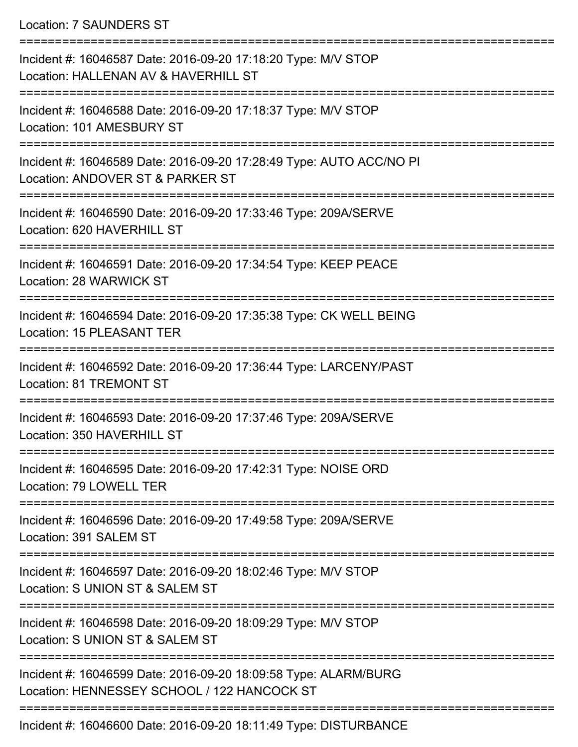Location: 7 SAUNDERS ST

===========================================================================

Incident #: 16046587 Date: 2016-09-20 17:18:20 Type: M/V STOP
Location: HALLENAN AV & HAVERHILL ST

===========================================================================

Incident #: 16046588 Date: 2016-09-20 17:18:37 Type: M/V STOP
Location: 101 AMESBURY ST

===========================================================================

Incident #: 16046589 Date: 2016-09-20 17:28:49 Type: AUTO ACC/NO PI
Location: ANDOVER ST & PARKER ST

===========================================================================

Incident #: 16046590 Date: 2016-09-20 17:33:46 Type: 209A/SERVE
Location: 620 HAVERHILL ST

===========================================================================

Incident #: 16046591 Date: 2016-09-20 17:34:54 Type: KEEP PEACE
Location: 28 WARWICK ST

===========================================================================

Incident #: 16046594 Date: 2016-09-20 17:35:38 Type: CK WELL BEING
Location: 15 PLEASANT TER

===========================================================================

Incident #: 16046592 Date: 2016-09-20 17:36:44 Type: LARCENY/PAST
Location: 81 TREMONT ST

===========================================================================

Incident #: 16046593 Date: 2016-09-20 17:37:46 Type: 209A/SERVE
Location: 350 HAVERHILL ST

===========================================================================

Incident #: 16046595 Date: 2016-09-20 17:42:31 Type: NOISE ORD
Location: 79 LOWELL TER

===========================================================================

Incident #: 16046596 Date: 2016-09-20 17:49:58 Type: 209A/SERVE
Location: 391 SALEM ST

===========================================================================

Incident #: 16046597 Date: 2016-09-20 18:02:46 Type: M/V STOP
Location: S UNION ST & SALEM ST

===========================================================================

Incident #: 16046598 Date: 2016-09-20 18:09:29 Type: M/V STOP
Location: S UNION ST & SALEM ST

===========================================================================

Incident #: 16046599 Date: 2016-09-20 18:09:58 Type: ALARM/BURG
Location: HENNESSEY SCHOOL / 122 HANCOCK ST

===========================================================================

Incident #: 16046600 Date: 2016-09-20 18:11:49 Type: DISTURBANCE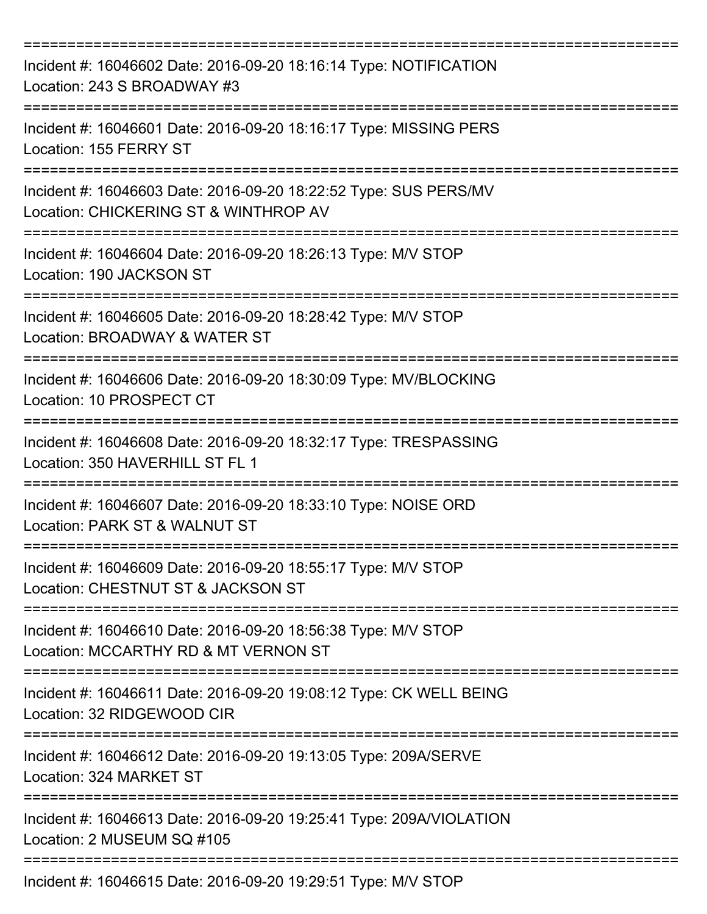===========================================================================

Incident #: 16046602 Date: 2016-09-20 18:16:14 Type: NOTIFICATION
Location: 243 S BROADWAY #3

===========================================================================

Incident #: 16046601 Date: 2016-09-20 18:16:17 Type: MISSING PERS
Location: 155 FERRY ST

===========================================================================

Incident #: 16046603 Date: 2016-09-20 18:22:52 Type: SUS PERS/MV
Location: CHICKERING ST & WINTHROP AV

===========================================================================

Incident #: 16046604 Date: 2016-09-20 18:26:13 Type: M/V STOP
Location: 190 JACKSON ST

===========================================================================

Incident #: 16046605 Date: 2016-09-20 18:28:42 Type: M/V STOP
Location: BROADWAY & WATER ST

===========================================================================

Incident #: 16046606 Date: 2016-09-20 18:30:09 Type: MV/BLOCKING
Location: 10 PROSPECT CT

===========================================================================

Incident #: 16046608 Date: 2016-09-20 18:32:17 Type: TRESPASSING
Location: 350 HAVERHILL ST FL 1

===========================================================================

Incident #: 16046607 Date: 2016-09-20 18:33:10 Type: NOISE ORD
Location: PARK ST & WALNUT ST

===========================================================================

Incident #: 16046609 Date: 2016-09-20 18:55:17 Type: M/V STOP
Location: CHESTNUT ST & JACKSON ST

===========================================================================

Incident #: 16046610 Date: 2016-09-20 18:56:38 Type: M/V STOP
Location: MCCARTHY RD & MT VERNON ST

===========================================================================

Incident #: 16046611 Date: 2016-09-20 19:08:12 Type: CK WELL BEING
Location: 32 RIDGEWOOD CIR

===========================================================================

Incident #: 16046612 Date: 2016-09-20 19:13:05 Type: 209A/SERVE
Location: 324 MARKET ST

===========================================================================

Incident #: 16046613 Date: 2016-09-20 19:25:41 Type: 209A/VIOLATION
Location: 2 MUSEUM SQ #105

===========================================================================

Incident #: 16046615 Date: 2016-09-20 19:29:51 Type: M/V STOP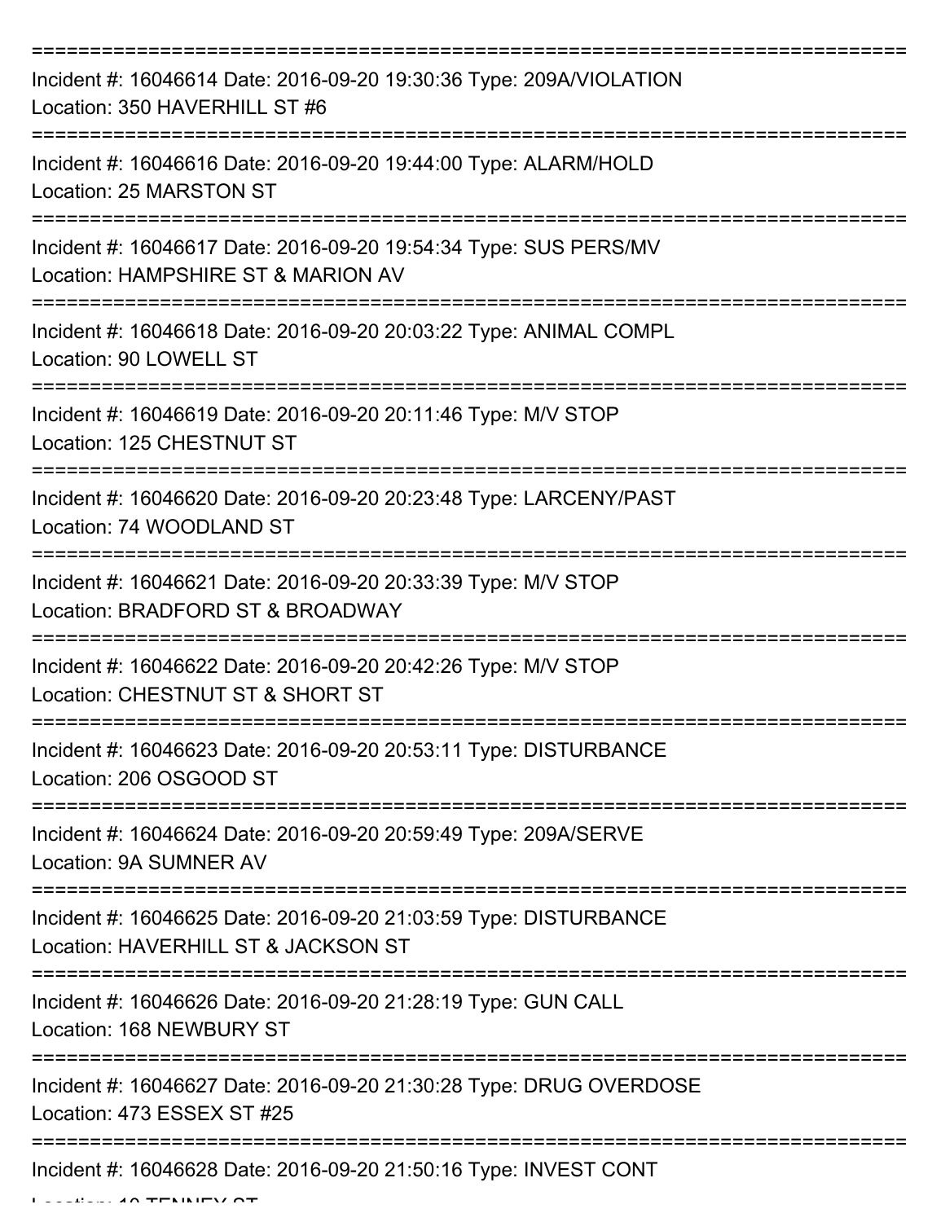===========================================================================

Incident #: 16046614 Date: 2016-09-20 19:30:36 Type: 209A/VIOLATION
Location: 350 HAVERHILL ST #6

===========================================================================

Incident #: 16046616 Date: 2016-09-20 19:44:00 Type: ALARM/HOLD
Location: 25 MARSTON ST

===========================================================================

Incident #: 16046617 Date: 2016-09-20 19:54:34 Type: SUS PERS/MV
Location: HAMPSHIRE ST & MARION AV

===========================================================================

Incident #: 16046618 Date: 2016-09-20 20:03:22 Type: ANIMAL COMPL
Location: 90 LOWELL ST

===========================================================================

Incident #: 16046619 Date: 2016-09-20 20:11:46 Type: M/V STOP
Location: 125 CHESTNUT ST

===========================================================================

Incident #: 16046620 Date: 2016-09-20 20:23:48 Type: LARCENY/PAST
Location: 74 WOODLAND ST

===========================================================================

Incident #: 16046621 Date: 2016-09-20 20:33:39 Type: M/V STOP
Location: BRADFORD ST & BROADWAY

===========================================================================

Incident #: 16046622 Date: 2016-09-20 20:42:26 Type: M/V STOP
Location: CHESTNUT ST & SHORT ST

===========================================================================

Incident #: 16046623 Date: 2016-09-20 20:53:11 Type: DISTURBANCE
Location: 206 OSGOOD ST

===========================================================================

Incident #: 16046624 Date: 2016-09-20 20:59:49 Type: 209A/SERVE
Location: 9A SUMNER AV

===========================================================================

Incident #: 16046625 Date: 2016-09-20 21:03:59 Type: DISTURBANCE
Location: HAVERHILL ST & JACKSON ST

===========================================================================

Incident #: 16046626 Date: 2016-09-20 21:28:19 Type: GUN CALL
Location: 168 NEWBURY ST

===========================================================================

Incident #: 16046627 Date: 2016-09-20 21:30:28 Type: DRUG OVERDOSE
Location: 473 ESSEX ST #25

===========================================================================

Incident #: 16046628 Date: 2016-09-20 21:50:16 Type: INVEST CONT
Location: 10 TENNEY ST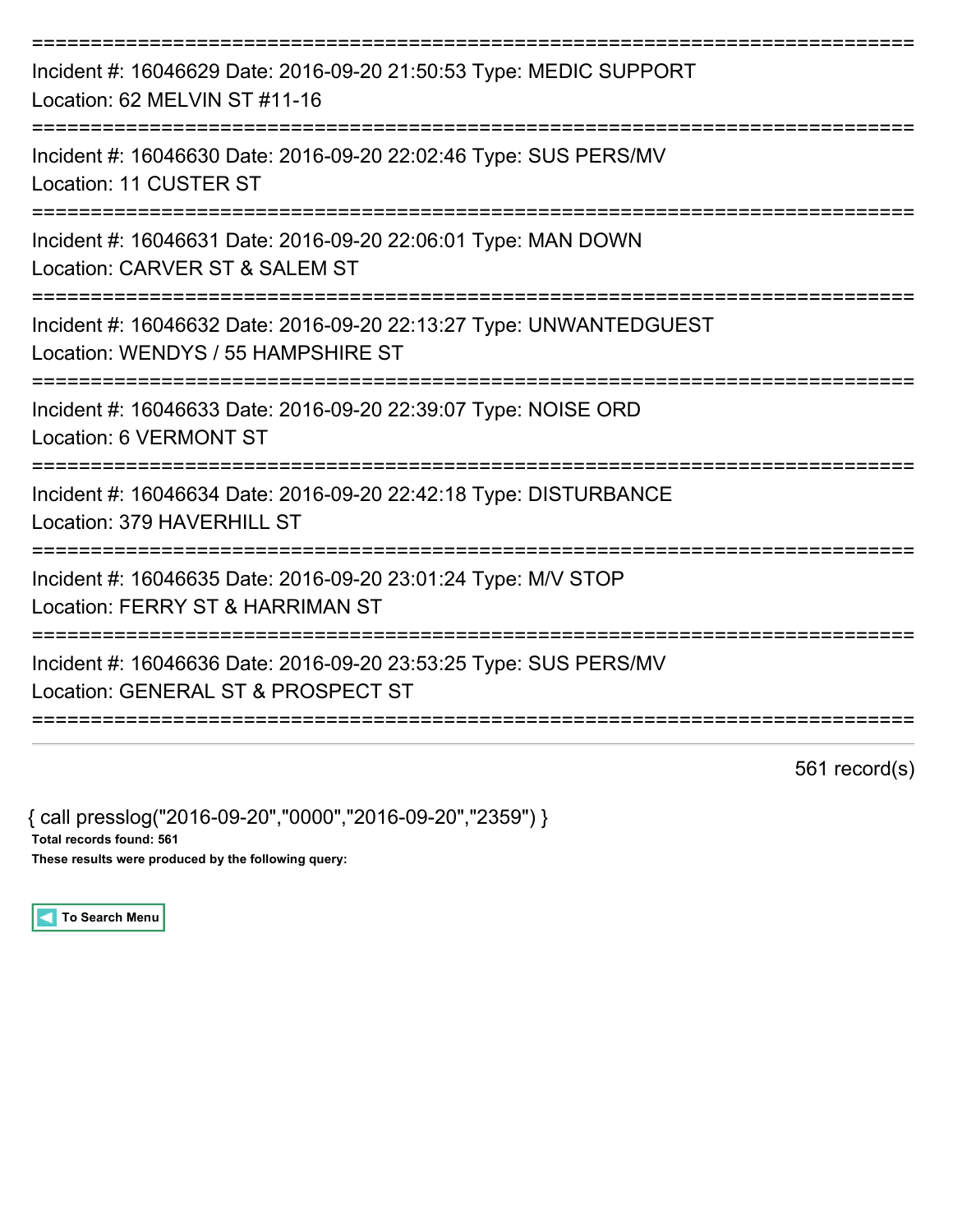===========================================================================

Incident #: 16046629 Date: 2016-09-20 21:50:53 Type: MEDIC SUPPORT
Location: 62 MELVIN ST #11-16

===========================================================================

Incident #: 16046630 Date: 2016-09-20 22:02:46 Type: SUS PERS/MV
Location: 11 CUSTER ST

===========================================================================

Incident #: 16046631 Date: 2016-09-20 22:06:01 Type: MAN DOWN
Location: CARVER ST & SALEM ST

===========================================================================

Incident #: 16046632 Date: 2016-09-20 22:13:27 Type: UNWANTEDGUEST
Location: WENDYS / 55 HAMPSHIRE ST

===========================================================================

Incident #: 16046633 Date: 2016-09-20 22:39:07 Type: NOISE ORD
Location: 6 VERMONT ST

===========================================================================

Incident #: 16046634 Date: 2016-09-20 22:42:18 Type: DISTURBANCE
Location: 379 HAVERHILL ST

===========================================================================

Incident #: 16046635 Date: 2016-09-20 23:01:24 Type: M/V STOP
Location: FERRY ST & HARRIMAN ST

===========================================================================

Incident #: 16046636 Date: 2016-09-20 23:53:25 Type: SUS PERS/MV
Location: GENERAL ST & PROSPECT ST

===========================================================================

561 record(s)

{ call presslog("2016-09-20","0000","2016-09-20","2359") }

**Total records found: 561**

**These results were produced by the following query:**

To Search Menu